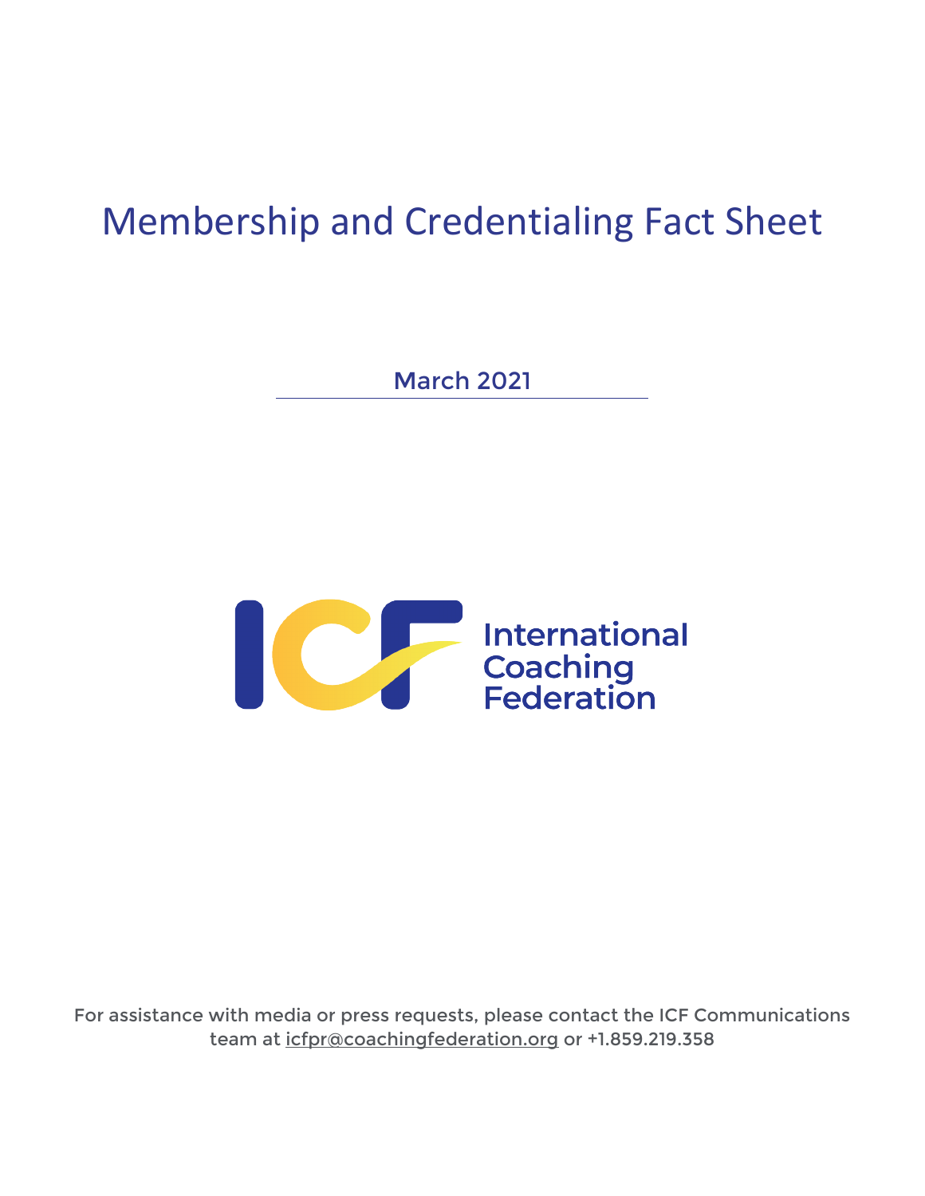# Membership and Credentialing Fact Sheet

March 2021

International Coaching Federation

For assistance with media or press requests, please contact the ICF Communications team at icfpr@coachingfederation.org or +1.859.219.358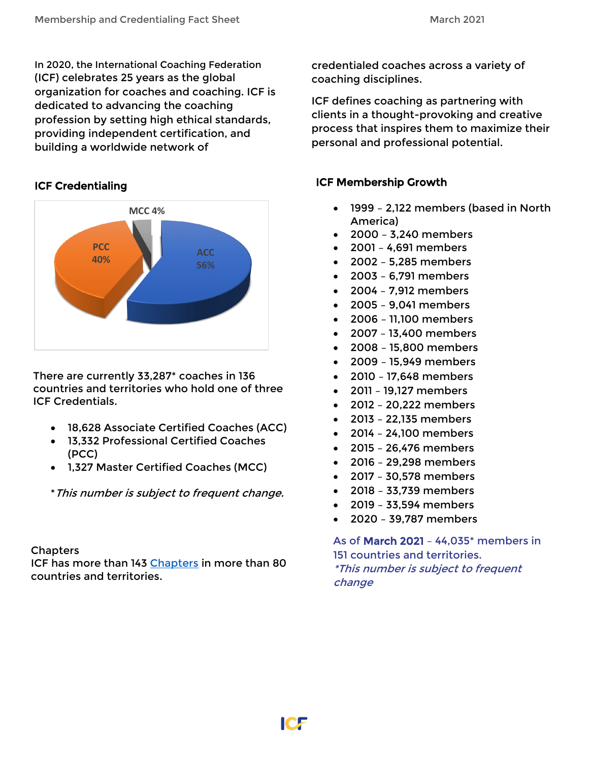In 2020, the International Coaching Federation (ICF) celebrates 25 years as the global organization for coaches and coaching. ICF is dedicated to advancing the coaching profession by setting high ethical standards, providing independent certification, and building a worldwide network of credentialed coaches across a variety of coaching disciplines.

ICF defines coaching as partnering with clients in a thought-provoking and creative process that inspires them to maximize their personal and professional potential.

## ICF Credentialing

MCC 4%

PCC 40%

ACC 56%

There are currently 33,287* coaches in 136 countries and territories who hold one of three ICF Credentials.

- 18,628 Associate Certified Coaches (ACC)
- 13,332 Professional Certified Coaches (PCC)
- 1,327 Master Certified Coaches (MCC)

**This number is subject to frequent change.*

Chapters

ICF has more than 143 [Chapters] in more than 80 countries and territories.

## ICF Membership Growth

- 1999 – 2,122 members (based in North America)
- 2000 – 3,240 members
- 2001 – 4,691 members
- 2002 – 5,285 members
- 2003 – 6,791 members
- 2004 – 7,912 members
- 2005 – 9,041 members
- 2006 – 11,100 members
- 2007 – 13,400 members
- 2008 – 15,800 members
- 2009 – 15,949 members
- 2010 – 17,648 members
- 2011 – 19,127 members
- 2012 – 20,222 members
- 2013 – 22,135 members
- 2014 – 24,100 members
- 2015 – 26,476 members
- 2016 – 29,298 members
- 2017 – 30,578 members
- 2018 – 33,739 members
- 2019 – 33,594 members
- 2020 – 39,787 members

As of **March 2021** – 44,035* members in 151 countries and territories.

**This number is subject to frequent change*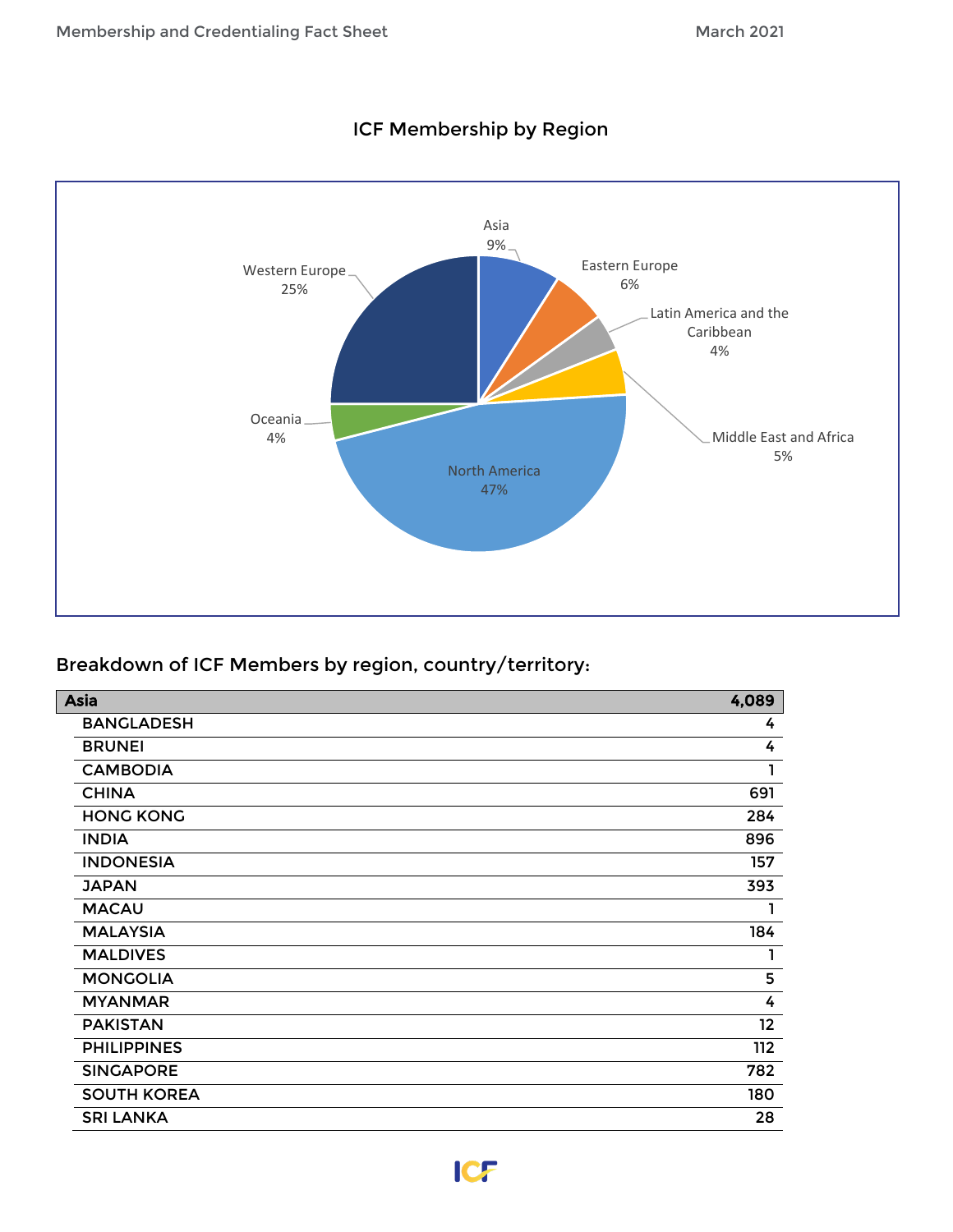## ICF Membership by Region

Asia
9%

Eastern Europe
6%

Latin America and the Caribbean
4%

Middle East and Africa
5%

North America
47%

Oceania
4%

Western Europe
25%

### Breakdown of ICF Members by region, country/territory:

| | |
|---|---|
| **Asia** | **4,089** |
| BANGLADESH | 4 |
| BRUNEI | 4 |
| CAMBODIA | 1 |
| CHINA | 691 |
| HONG KONG | 284 |
| INDIA | 896 |
| INDONESIA | 157 |
| JAPAN | 393 |
| MACAU | 1 |
| MALAYSIA | 184 |
| MALDIVES | 1 |
| MONGOLIA | 5 |
| MYANMAR | 4 |
| PAKISTAN | 12 |
| PHILIPPINES | 112 |
| SINGAPORE | 782 |
| SOUTH KOREA | 180 |
| SRI LANKA | 28 |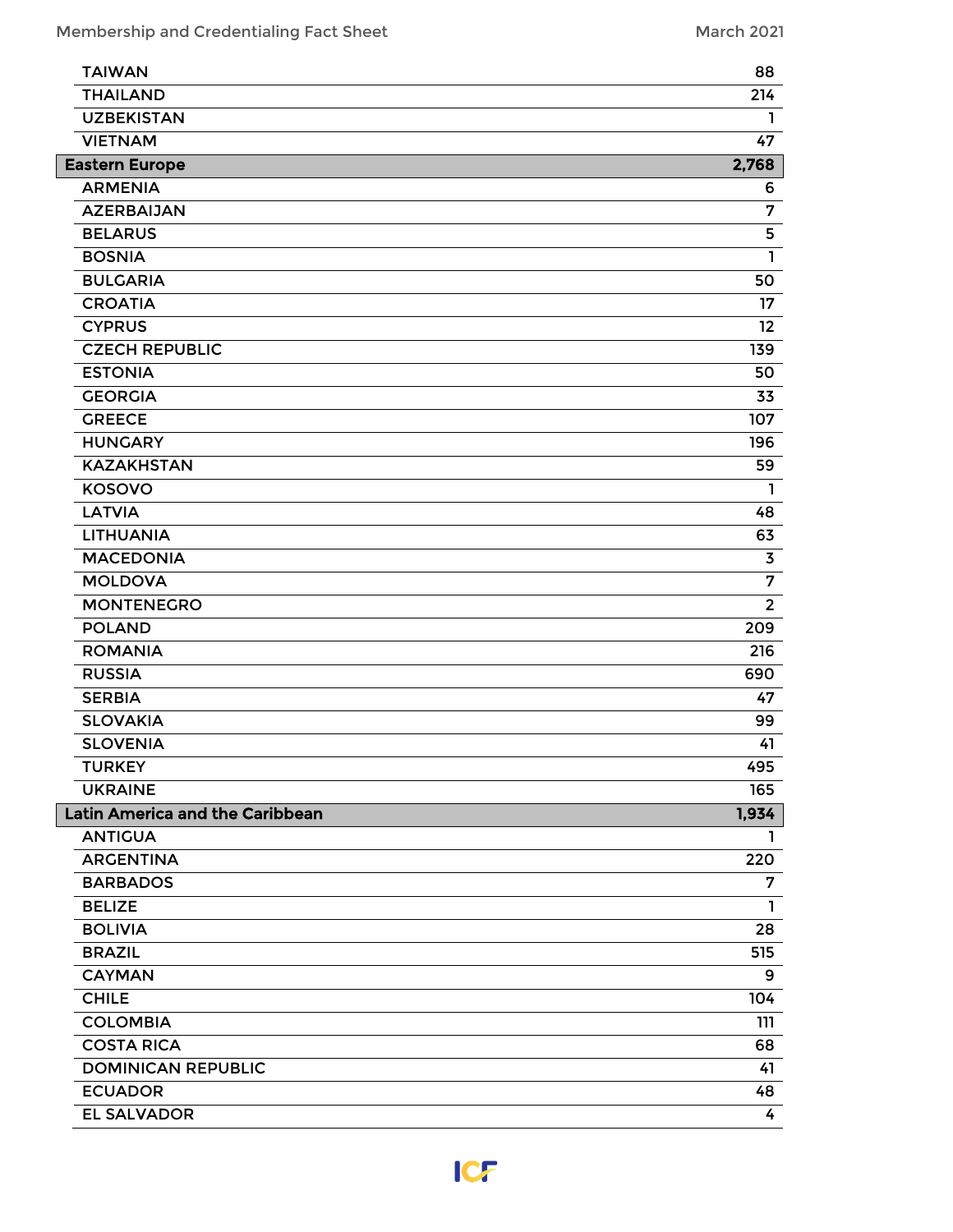| | |
|---|---|
| TAIWAN | 88 |
| THAILAND | 214 |
| UZBEKISTAN | 1 |
| VIETNAM | 47 |
| **Eastern Europe** | **2,768** |
| ARMENIA | 6 |
| AZERBAIJAN | 7 |
| BELARUS | 5 |
| BOSNIA | 1 |
| BULGARIA | 50 |
| CROATIA | 17 |
| CYPRUS | 12 |
| CZECH REPUBLIC | 139 |
| ESTONIA | 50 |
| GEORGIA | 33 |
| GREECE | 107 |
| HUNGARY | 196 |
| KAZAKHSTAN | 59 |
| KOSOVO | 1 |
| LATVIA | 48 |
| LITHUANIA | 63 |
| MACEDONIA | 3 |
| MOLDOVA | 7 |
| MONTENEGRO | 2 |
| POLAND | 209 |
| ROMANIA | 216 |
| RUSSIA | 690 |
| SERBIA | 47 |
| SLOVAKIA | 99 |
| SLOVENIA | 41 |
| TURKEY | 495 |
| UKRAINE | 165 |
| **Latin America and the Caribbean** | **1,934** |
| ANTIGUA | 1 |
| ARGENTINA | 220 |
| BARBADOS | 7 |
| BELIZE | 1 |
| BOLIVIA | 28 |
| BRAZIL | 515 |
| CAYMAN | 9 |
| CHILE | 104 |
| COLOMBIA | 111 |
| COSTA RICA | 68 |
| DOMINICAN REPUBLIC | 41 |
| ECUADOR | 48 |
| EL SALVADOR | 4 |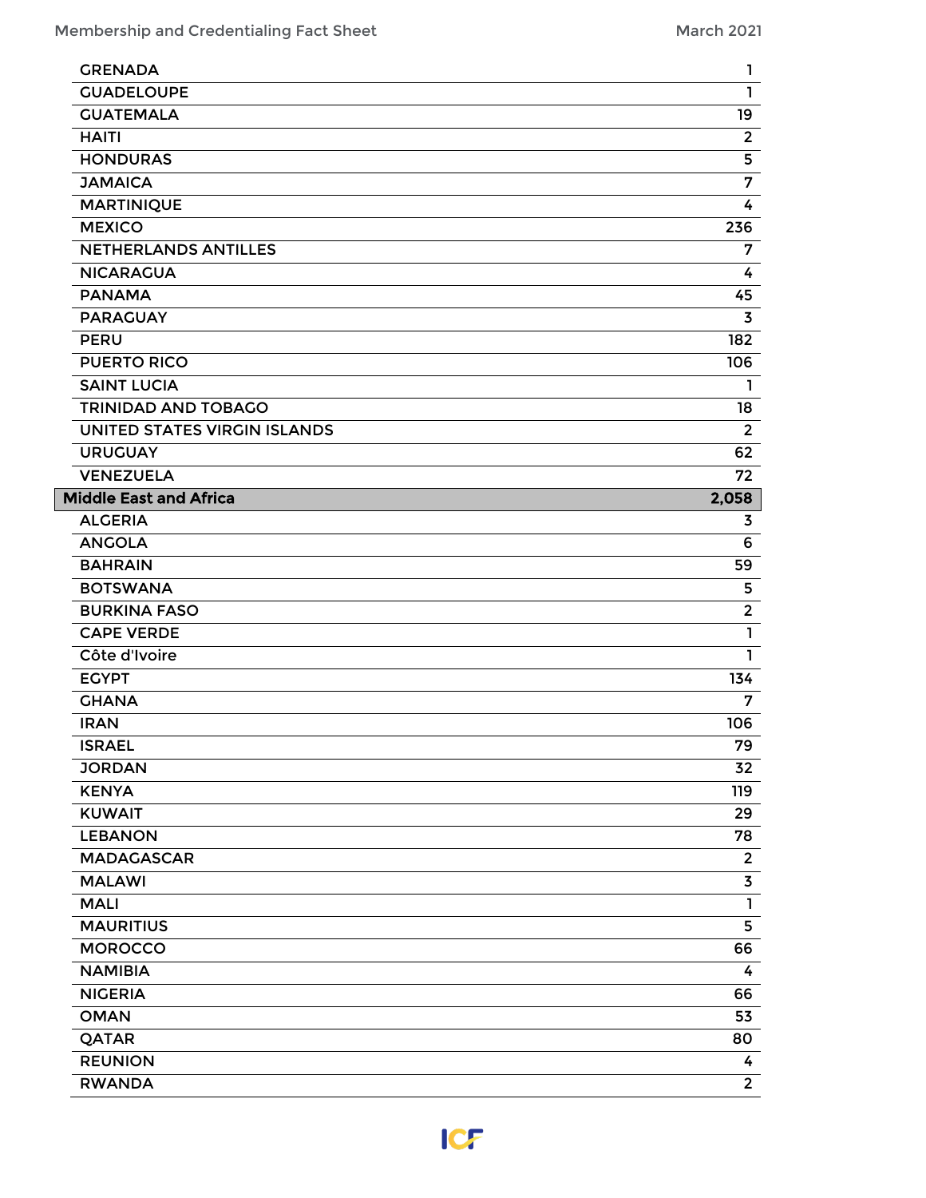| | |
|---|---|
| GRENADA | 1 |
| GUADELOUPE | 1 |
| GUATEMALA | 19 |
| HAITI | 2 |
| HONDURAS | 5 |
| JAMAICA | 7 |
| MARTINIQUE | 4 |
| MEXICO | 236 |
| NETHERLANDS ANTILLES | 7 |
| NICARAGUA | 4 |
| PANAMA | 45 |
| PARAGUAY | 3 |
| PERU | 182 |
| PUERTO RICO | 106 |
| SAINT LUCIA | 1 |
| TRINIDAD AND TOBAGO | 18 |
| UNITED STATES VIRGIN ISLANDS | 2 |
| URUGUAY | 62 |
| VENEZUELA | 72 |
| **Middle East and Africa** | **2,058** |
| ALGERIA | 3 |
| ANGOLA | 6 |
| BAHRAIN | 59 |
| BOTSWANA | 5 |
| BURKINA FASO | 2 |
| CAPE VERDE | 1 |
| Côte d'Ivoire | 1 |
| EGYPT | 134 |
| GHANA | 7 |
| IRAN | 106 |
| ISRAEL | 79 |
| JORDAN | 32 |
| KENYA | 119 |
| KUWAIT | 29 |
| LEBANON | 78 |
| MADAGASCAR | 2 |
| MALAWI | 3 |
| MALI | 1 |
| MAURITIUS | 5 |
| MOROCCO | 66 |
| NAMIBIA | 4 |
| NIGERIA | 66 |
| OMAN | 53 |
| QATAR | 80 |
| REUNION | 4 |
| RWANDA | 2 |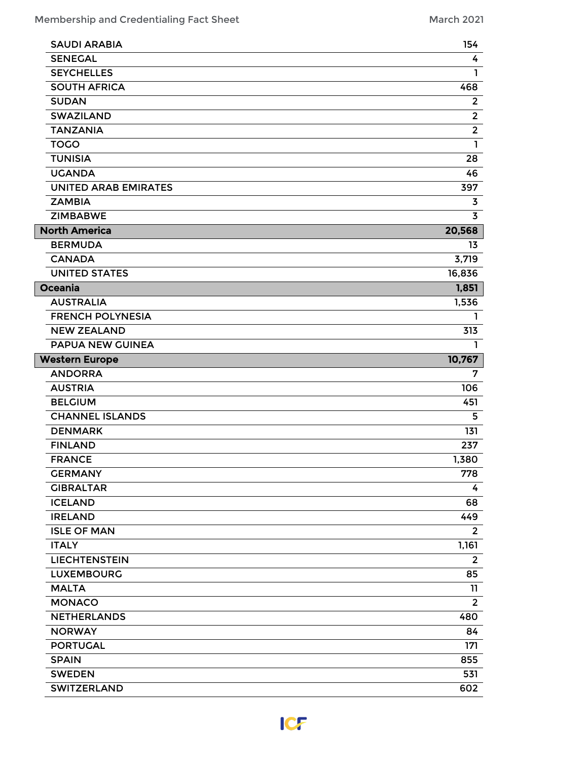| | |
|---|---|
| SAUDI ARABIA | 154 |
| SENEGAL | 4 |
| SEYCHELLES | 1 |
| SOUTH AFRICA | 468 |
| SUDAN | 2 |
| SWAZILAND | 2 |
| TANZANIA | 2 |
| TOGO | 1 |
| TUNISIA | 28 |
| UGANDA | 46 |
| UNITED ARAB EMIRATES | 397 |
| ZAMBIA | 3 |
| ZIMBABWE | 3 |
| **North America** | **20,568** |
| BERMUDA | 13 |
| CANADA | 3,719 |
| UNITED STATES | 16,836 |
| **Oceania** | **1,851** |
| AUSTRALIA | 1,536 |
| FRENCH POLYNESIA | 1 |
| NEW ZEALAND | 313 |
| PAPUA NEW GUINEA | 1 |
| **Western Europe** | **10,767** |
| ANDORRA | 7 |
| AUSTRIA | 106 |
| BELGIUM | 451 |
| CHANNEL ISLANDS | 5 |
| DENMARK | 131 |
| FINLAND | 237 |
| FRANCE | 1,380 |
| GERMANY | 778 |
| GIBRALTAR | 4 |
| ICELAND | 68 |
| IRELAND | 449 |
| ISLE OF MAN | 2 |
| ITALY | 1,161 |
| LIECHTENSTEIN | 2 |
| LUXEMBOURG | 85 |
| MALTA | 11 |
| MONACO | 2 |
| NETHERLANDS | 480 |
| NORWAY | 84 |
| PORTUGAL | 171 |
| SPAIN | 855 |
| SWEDEN | 531 |
| SWITZERLAND | 602 |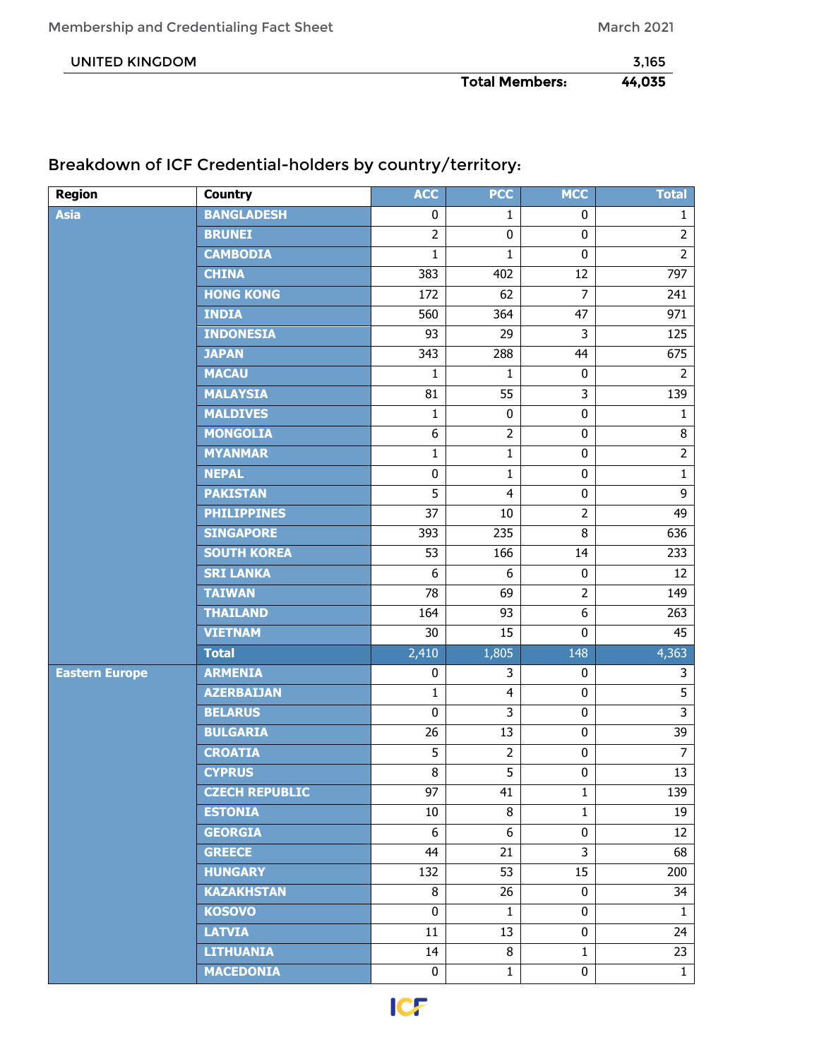| | |
|---|---|
| UNITED KINGDOM | 3,165 |
| **Total Members:** | **44,035** |

## Breakdown of ICF Credential-holders by country/territory:

| Region | Country | ACC | PCC | MCC | Total |
|---|---|---|---|---|---|
| **Asia** | **BANGLADESH** | 0 | 1 | 0 | 1 |
| | **BRUNEI** | 2 | 0 | 0 | 2 |
| | **CAMBODIA** | 1 | 1 | 0 | 2 |
| | **CHINA** | 383 | 402 | 12 | 797 |
| | **HONG KONG** | 172 | 62 | 7 | 241 |
| | **INDIA** | 560 | 364 | 47 | 971 |
| | **INDONESIA** | 93 | 29 | 3 | 125 |
| | **JAPAN** | 343 | 288 | 44 | 675 |
| | **MACAU** | 1 | 1 | 0 | 2 |
| | **MALAYSIA** | 81 | 55 | 3 | 139 |
| | **MALDIVES** | 1 | 0 | 0 | 1 |
| | **MONGOLIA** | 6 | 2 | 0 | 8 |
| | **MYANMAR** | 1 | 1 | 0 | 2 |
| | **NEPAL** | 0 | 1 | 0 | 1 |
| | **PAKISTAN** | 5 | 4 | 0 | 9 |
| | **PHILIPPINES** | 37 | 10 | 2 | 49 |
| | **SINGAPORE** | 393 | 235 | 8 | 636 |
| | **SOUTH KOREA** | 53 | 166 | 14 | 233 |
| | **SRI LANKA** | 6 | 6 | 0 | 12 |
| | **TAIWAN** | 78 | 69 | 2 | 149 |
| | **THAILAND** | 164 | 93 | 6 | 263 |
| | **VIETNAM** | 30 | 15 | 0 | 45 |
| | **Total** | 2,410 | 1,805 | 148 | 4,363 |
| **Eastern Europe** | **ARMENIA** | 0 | 3 | 0 | 3 |
| | **AZERBAIJAN** | 1 | 4 | 0 | 5 |
| | **BELARUS** | 0 | 3 | 0 | 3 |
| | **BULGARIA** | 26 | 13 | 0 | 39 |
| | **CROATIA** | 5 | 2 | 0 | 7 |
| | **CYPRUS** | 8 | 5 | 0 | 13 |
| | **CZECH REPUBLIC** | 97 | 41 | 1 | 139 |
| | **ESTONIA** | 10 | 8 | 1 | 19 |
| | **GEORGIA** | 6 | 6 | 0 | 12 |
| | **GREECE** | 44 | 21 | 3 | 68 |
| | **HUNGARY** | 132 | 53 | 15 | 200 |
| | **KAZAKHSTAN** | 8 | 26 | 0 | 34 |
| | **KOSOVO** | 0 | 1 | 0 | 1 |
| | **LATVIA** | 11 | 13 | 0 | 24 |
| | **LITHUANIA** | 14 | 8 | 1 | 23 |
| | **MACEDONIA** | 0 | 1 | 0 | 1 |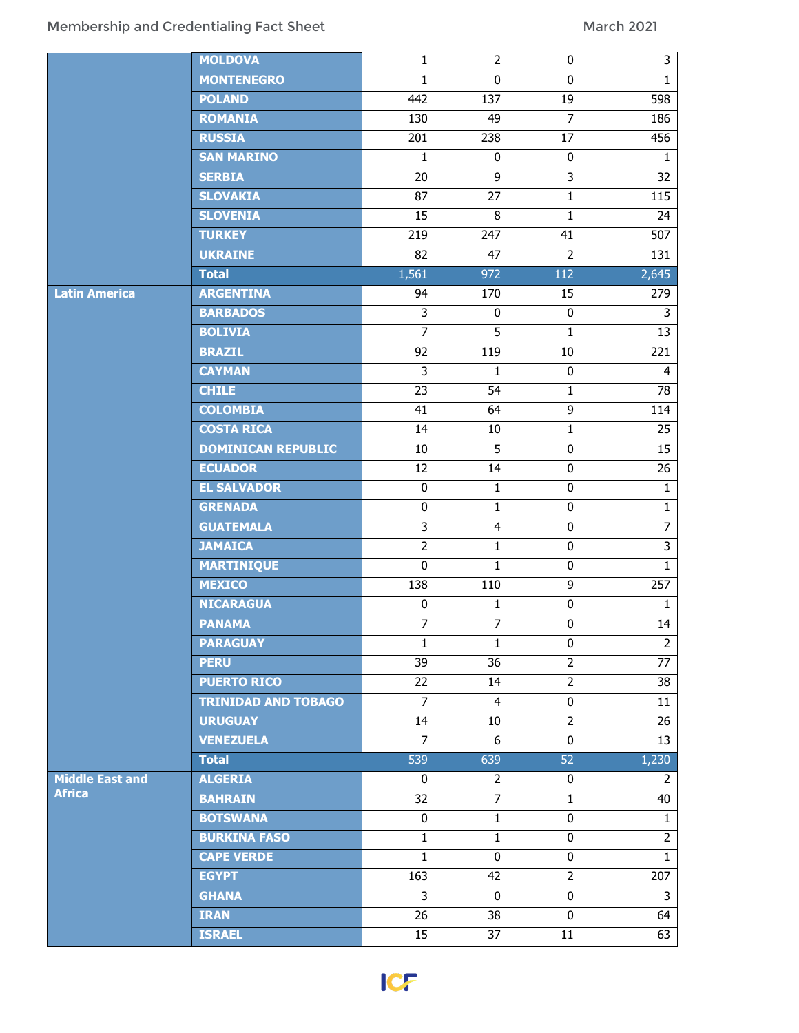| | | | | | |
|---|---|---|---|---|---|
| | **MOLDOVA** | 1 | 2 | 0 | 3 |
| | **MONTENEGRO** | 1 | 0 | 0 | 1 |
| | **POLAND** | 442 | 137 | 19 | 598 |
| | **ROMANIA** | 130 | 49 | 7 | 186 |
| | **RUSSIA** | 201 | 238 | 17 | 456 |
| | **SAN MARINO** | 1 | 0 | 0 | 1 |
| | **SERBIA** | 20 | 9 | 3 | 32 |
| | **SLOVAKIA** | 87 | 27 | 1 | 115 |
| | **SLOVENIA** | 15 | 8 | 1 | 24 |
| | **TURKEY** | 219 | 247 | 41 | 507 |
| | **UKRAINE** | 82 | 47 | 2 | 131 |
| | **Total** | 1,561 | 972 | 112 | 2,645 |
| **Latin America** | **ARGENTINA** | 94 | 170 | 15 | 279 |
| | **BARBADOS** | 3 | 0 | 0 | 3 |
| | **BOLIVIA** | 7 | 5 | 1 | 13 |
| | **BRAZIL** | 92 | 119 | 10 | 221 |
| | **CAYMAN** | 3 | 1 | 0 | 4 |
| | **CHILE** | 23 | 54 | 1 | 78 |
| | **COLOMBIA** | 41 | 64 | 9 | 114 |
| | **COSTA RICA** | 14 | 10 | 1 | 25 |
| | **DOMINICAN REPUBLIC** | 10 | 5 | 0 | 15 |
| | **ECUADOR** | 12 | 14 | 0 | 26 |
| | **EL SALVADOR** | 0 | 1 | 0 | 1 |
| | **GRENADA** | 0 | 1 | 0 | 1 |
| | **GUATEMALA** | 3 | 4 | 0 | 7 |
| | **JAMAICA** | 2 | 1 | 0 | 3 |
| | **MARTINIQUE** | 0 | 1 | 0 | 1 |
| | **MEXICO** | 138 | 110 | 9 | 257 |
| | **NICARAGUA** | 0 | 1 | 0 | 1 |
| | **PANAMA** | 7 | 7 | 0 | 14 |
| | **PARAGUAY** | 1 | 1 | 0 | 2 |
| | **PERU** | 39 | 36 | 2 | 77 |
| | **PUERTO RICO** | 22 | 14 | 2 | 38 |
| | **TRINIDAD AND TOBAGO** | 7 | 4 | 0 | 11 |
| | **URUGUAY** | 14 | 10 | 2 | 26 |
| | **VENEZUELA** | 7 | 6 | 0 | 13 |
| | **Total** | 539 | 639 | 52 | 1,230 |
| **Middle East and Africa** | **ALGERIA** | 0 | 2 | 0 | 2 |
| | **BAHRAIN** | 32 | 7 | 1 | 40 |
| | **BOTSWANA** | 0 | 1 | 0 | 1 |
| | **BURKINA FASO** | 1 | 1 | 0 | 2 |
| | **CAPE VERDE** | 1 | 0 | 0 | 1 |
| | **EGYPT** | 163 | 42 | 2 | 207 |
| | **GHANA** | 3 | 0 | 0 | 3 |
| | **IRAN** | 26 | 38 | 0 | 64 |
| | **ISRAEL** | 15 | 37 | 11 | 63 |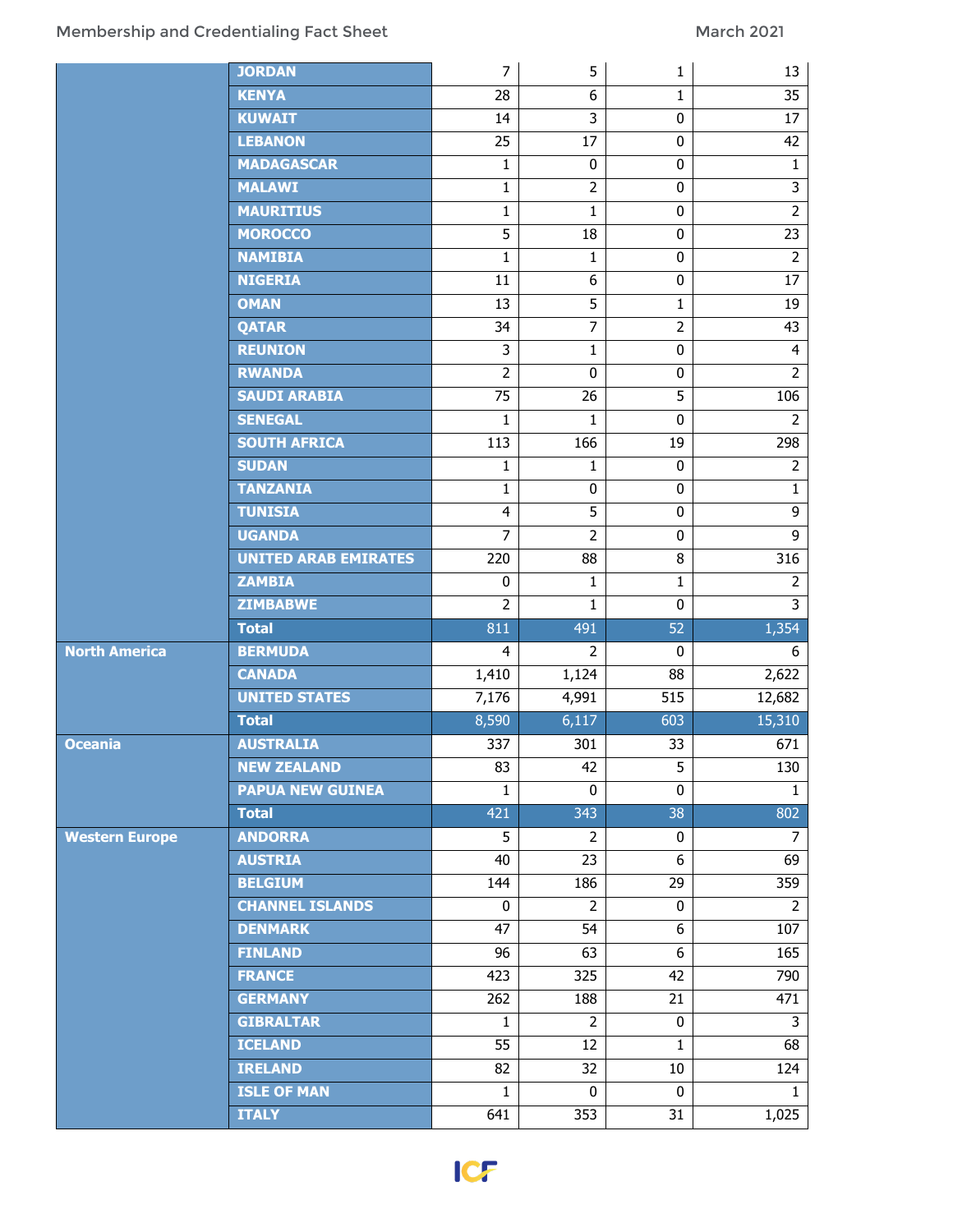| | | | | | |
|---|---|---|---|---|---|
| | JORDAN | 7 | 5 | 1 | 13 |
| | KENYA | 28 | 6 | 1 | 35 |
| | KUWAIT | 14 | 3 | 0 | 17 |
| | LEBANON | 25 | 17 | 0 | 42 |
| | MADAGASCAR | 1 | 0 | 0 | 1 |
| | MALAWI | 1 | 2 | 0 | 3 |
| | MAURITIUS | 1 | 1 | 0 | 2 |
| | MOROCCO | 5 | 18 | 0 | 23 |
| | NAMIBIA | 1 | 1 | 0 | 2 |
| | NIGERIA | 11 | 6 | 0 | 17 |
| | OMAN | 13 | 5 | 1 | 19 |
| | QATAR | 34 | 7 | 2 | 43 |
| | REUNION | 3 | 1 | 0 | 4 |
| | RWANDA | 2 | 0 | 0 | 2 |
| | SAUDI ARABIA | 75 | 26 | 5 | 106 |
| | SENEGAL | 1 | 1 | 0 | 2 |
| | SOUTH AFRICA | 113 | 166 | 19 | 298 |
| | SUDAN | 1 | 1 | 0 | 2 |
| | TANZANIA | 1 | 0 | 0 | 1 |
| | TUNISIA | 4 | 5 | 0 | 9 |
| | UGANDA | 7 | 2 | 0 | 9 |
| | UNITED ARAB EMIRATES | 220 | 88 | 8 | 316 |
| | ZAMBIA | 0 | 1 | 1 | 2 |
| | ZIMBABWE | 2 | 1 | 0 | 3 |
| | **Total** | 811 | 491 | 52 | 1,354 |
| **North America** | BERMUDA | 4 | 2 | 0 | 6 |
| | CANADA | 1,410 | 1,124 | 88 | 2,622 |
| | UNITED STATES | 7,176 | 4,991 | 515 | 12,682 |
| | **Total** | 8,590 | 6,117 | 603 | 15,310 |
| **Oceania** | AUSTRALIA | 337 | 301 | 33 | 671 |
| | NEW ZEALAND | 83 | 42 | 5 | 130 |
| | PAPUA NEW GUINEA | 1 | 0 | 0 | 1 |
| | **Total** | 421 | 343 | 38 | 802 |
| **Western Europe** | ANDORRA | 5 | 2 | 0 | 7 |
| | AUSTRIA | 40 | 23 | 6 | 69 |
| | BELGIUM | 144 | 186 | 29 | 359 |
| | CHANNEL ISLANDS | 0 | 2 | 0 | 2 |
| | DENMARK | 47 | 54 | 6 | 107 |
| | FINLAND | 96 | 63 | 6 | 165 |
| | FRANCE | 423 | 325 | 42 | 790 |
| | GERMANY | 262 | 188 | 21 | 471 |
| | GIBRALTAR | 1 | 2 | 0 | 3 |
| | ICELAND | 55 | 12 | 1 | 68 |
| | IRELAND | 82 | 32 | 10 | 124 |
| | ISLE OF MAN | 1 | 0 | 0 | 1 |
| | ITALY | 641 | 353 | 31 | 1,025 |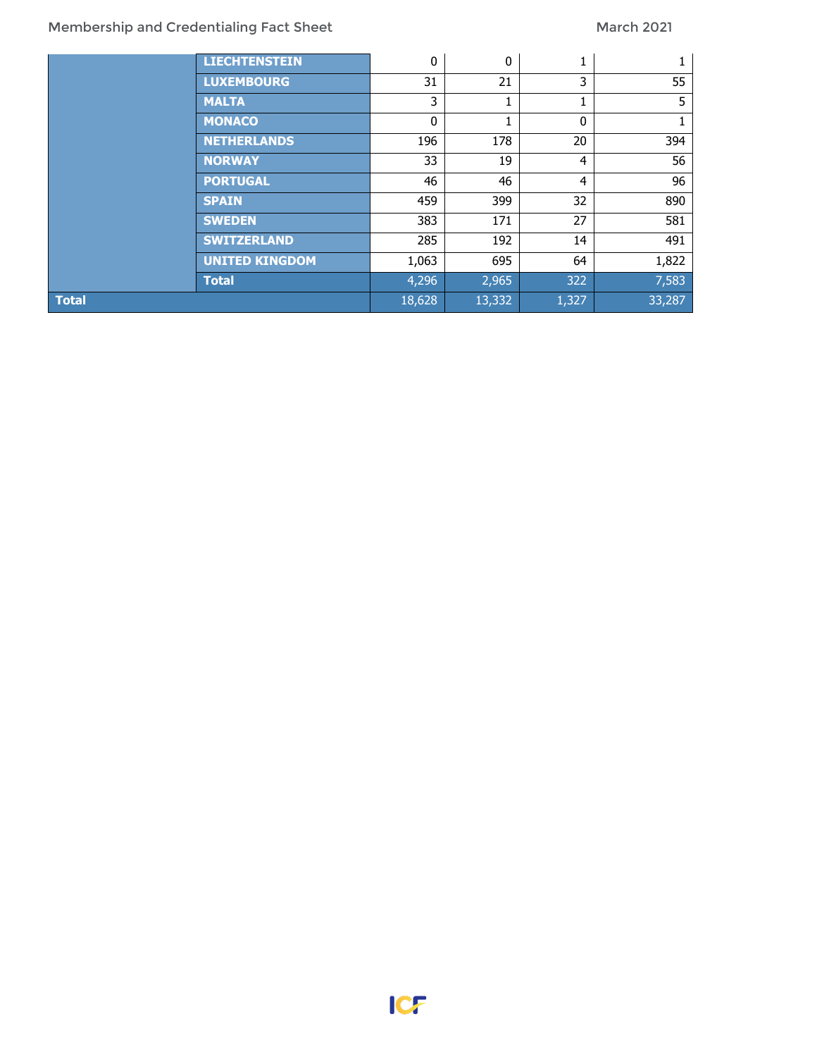| | | | | | |
|---|---|---|---|---|---|
| | LIECHTENSTEIN | 0 | 0 | 1 | 1 |
| | LUXEMBOURG | 31 | 21 | 3 | 55 |
| | MALTA | 3 | 1 | 1 | 5 |
| | MONACO | 0 | 1 | 0 | 1 |
| | NETHERLANDS | 196 | 178 | 20 | 394 |
| | NORWAY | 33 | 19 | 4 | 56 |
| | PORTUGAL | 46 | 46 | 4 | 96 |
| | SPAIN | 459 | 399 | 32 | 890 |
| | SWEDEN | 383 | 171 | 27 | 581 |
| | SWITZERLAND | 285 | 192 | 14 | 491 |
| | UNITED KINGDOM | 1,063 | 695 | 64 | 1,822 |
| | **Total** | 4,296 | 2,965 | 322 | 7,583 |
| **Total** | | 18,628 | 13,332 | 1,327 | 33,287 |